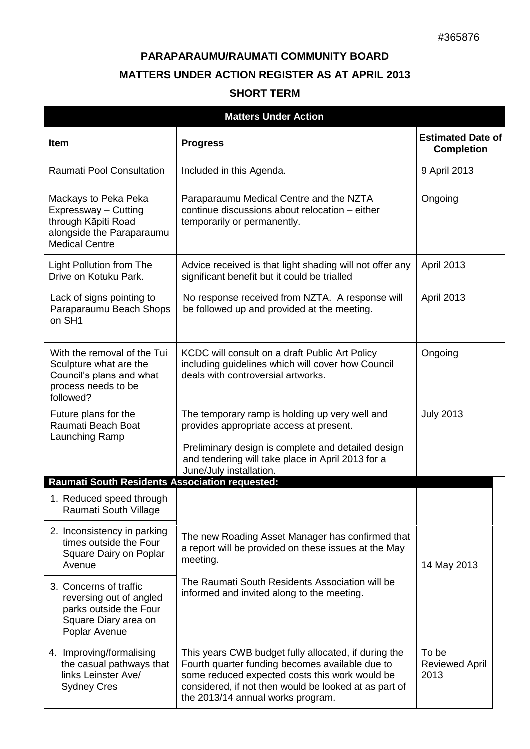#365876

# PARAPARAUMU/RAUMATI COMMUNITY BOARD

## MATTERS UNDER ACTION REGISTER AS AT APRIL 2013

### SHORT TERM

| Matters Under Action | | |
|---|---|---|
| **Item** | **Progress** | **Estimated Date of Completion** |
| Raumati Pool Consultation | Included in this Agenda. | 9 April 2013 |
| Mackays to Peka Peka Expressway – Cutting through Kāpiti Road alongside the Paraparaumu Medical Centre | Paraparaumu Medical Centre and the NZTA continue discussions about relocation – either temporarily or permanently. | Ongoing |
| Light Pollution from The Drive on Kotuku Park. | Advice received is that light shading will not offer any significant benefit but it could be trialled | April 2013 |
| Lack of signs pointing to Paraparaumu Beach Shops on SH1 | No response received from NZTA. A response will be followed up and provided at the meeting. | April 2013 |
| With the removal of the Tui Sculpture what are the Council's plans and what process needs to be followed? | KCDC will consult on a draft Public Art Policy including guidelines which will cover how Council deals with controversial artworks. | Ongoing |
| Future plans for the Raumati Beach Boat Launching Ramp | The temporary ramp is holding up very well and provides appropriate access at present.<br><br>Preliminary design is complete and detailed design and tendering will take place in April 2013 for a June/July installation. | July 2013 |
| **Raumati South Residents Association requested:** | | |
| 1. Reduced speed through Raumati South Village | The new Roading Asset Manager has confirmed that a report will be provided on these issues at the May meeting.<br><br>The Raumati South Residents Association will be informed and invited along to the meeting. | 14 May 2013 |
| 2. Inconsistency in parking times outside the Four Square Dairy on Poplar Avenue | | |
| 3. Concerns of traffic reversing out of angled parks outside the Four Square Diary area on Poplar Avenue | | |
| 4. Improving/formalising the casual pathways that links Leinster Ave/ Sydney Cres | This years CWB budget fully allocated, if during the Fourth quarter funding becomes available due to some reduced expected costs this work would be considered, if not then would be looked at as part of the 2013/14 annual works program. | To be Reviewed April 2013 |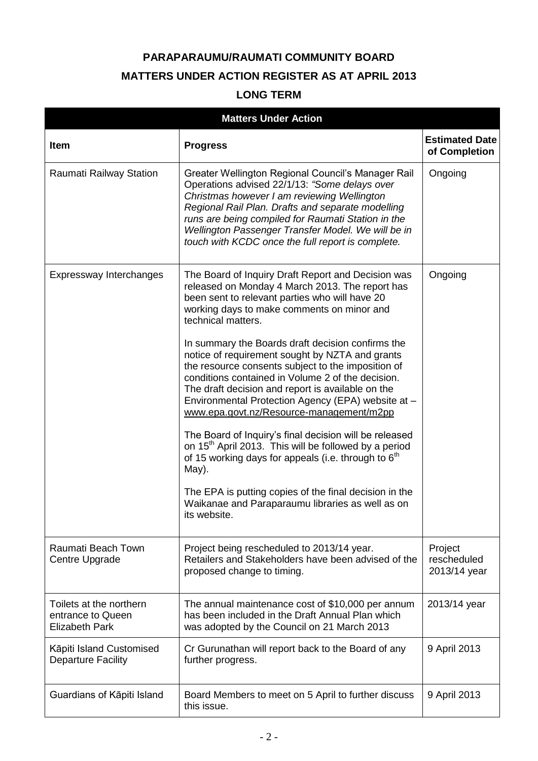# PARAPARAUMU/RAUMATI COMMUNITY BOARD

## MATTERS UNDER ACTION REGISTER AS AT APRIL 2013

### LONG TERM

| **Matters Under Action** | | |
|---|---|---|
| **Item** | **Progress** | **Estimated Date of Completion** |
| Raumati Railway Station | Greater Wellington Regional Council's Manager Rail Operations advised 22/1/13: *"Some delays over Christmas however I am reviewing Wellington Regional Rail Plan. Drafts and separate modelling runs are being compiled for Raumati Station in the Wellington Passenger Transfer Model. We will be in touch with KCDC once the full report is complete.* | Ongoing |
| Expressway Interchanges | The Board of Inquiry Draft Report and Decision was released on Monday 4 March 2013. The report has been sent to relevant parties who will have 20 working days to make comments on minor and technical matters.<br><br>In summary the Boards draft decision confirms the notice of requirement sought by NZTA and grants the resource consents subject to the imposition of conditions contained in Volume 2 of the decision. The draft decision and report is available on the Environmental Protection Agency (EPA) website at – www.epa.govt.nz/Resource-management/m2pp<br><br>The Board of Inquiry's final decision will be released on 15th April 2013. This will be followed by a period of 15 working days for appeals (i.e. through to 6th May).<br><br>The EPA is putting copies of the final decision in the Waikanae and Paraparaumu libraries as well as on its website. | Ongoing |
| Raumati Beach Town Centre Upgrade | Project being rescheduled to 2013/14 year. Retailers and Stakeholders have been advised of the proposed change to timing. | Project rescheduled 2013/14 year |
| Toilets at the northern entrance to Queen Elizabeth Park | The annual maintenance cost of $10,000 per annum has been included in the Draft Annual Plan which was adopted by the Council on 21 March 2013 | 2013/14 year |
| Kāpiti Island Customised Departure Facility | Cr Gurunathan will report back to the Board of any further progress. | 9 April 2013 |
| Guardians of Kāpiti Island | Board Members to meet on 5 April to further discuss this issue. | 9 April 2013 |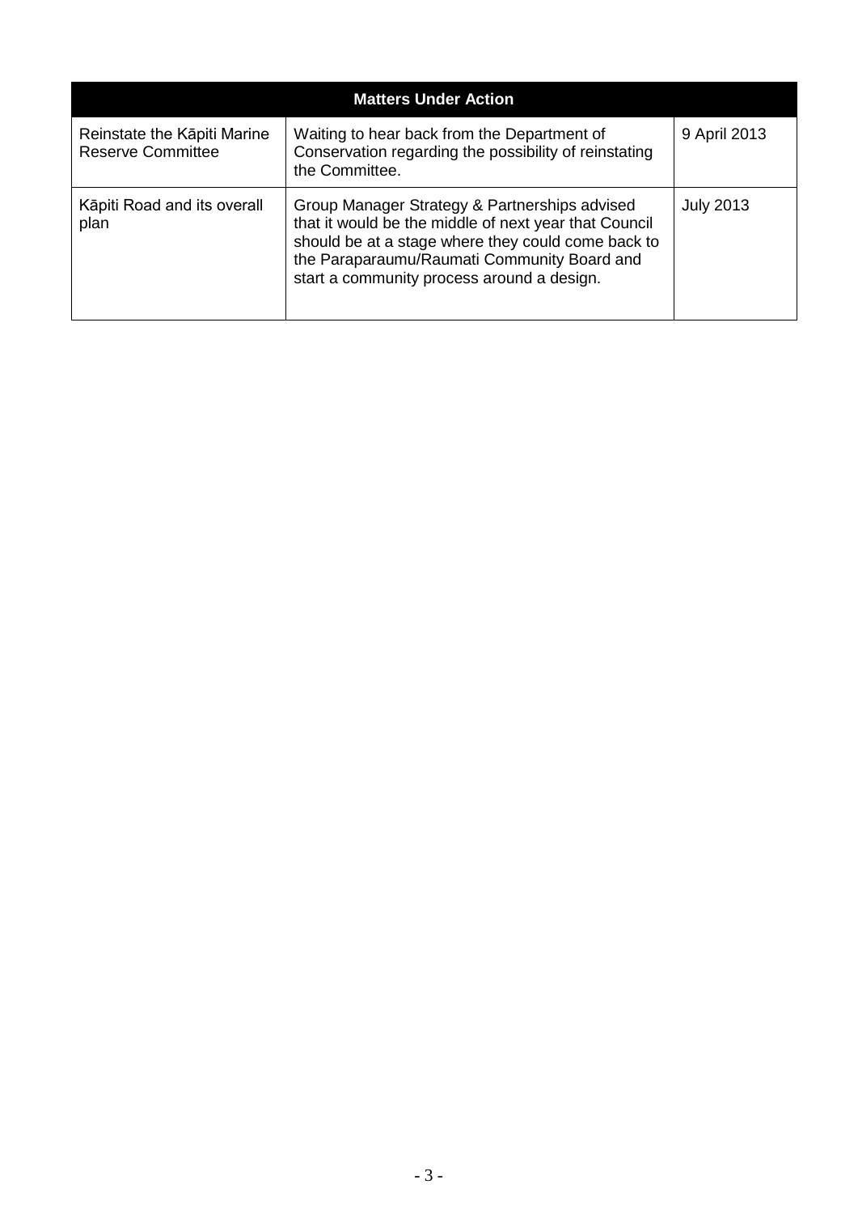| Matters Under Action | | |
| --- | --- | --- |
| Reinstate the Kāpiti Marine Reserve Committee | Waiting to hear back from the Department of Conservation regarding the possibility of reinstating the Committee. | 9 April 2013 |
| Kāpiti Road and its overall plan | Group Manager Strategy & Partnerships advised that it would be the middle of next year that Council should be at a stage where they could come back to the Paraparaumu/Raumati Community Board and start a community process around a design. | July 2013 |